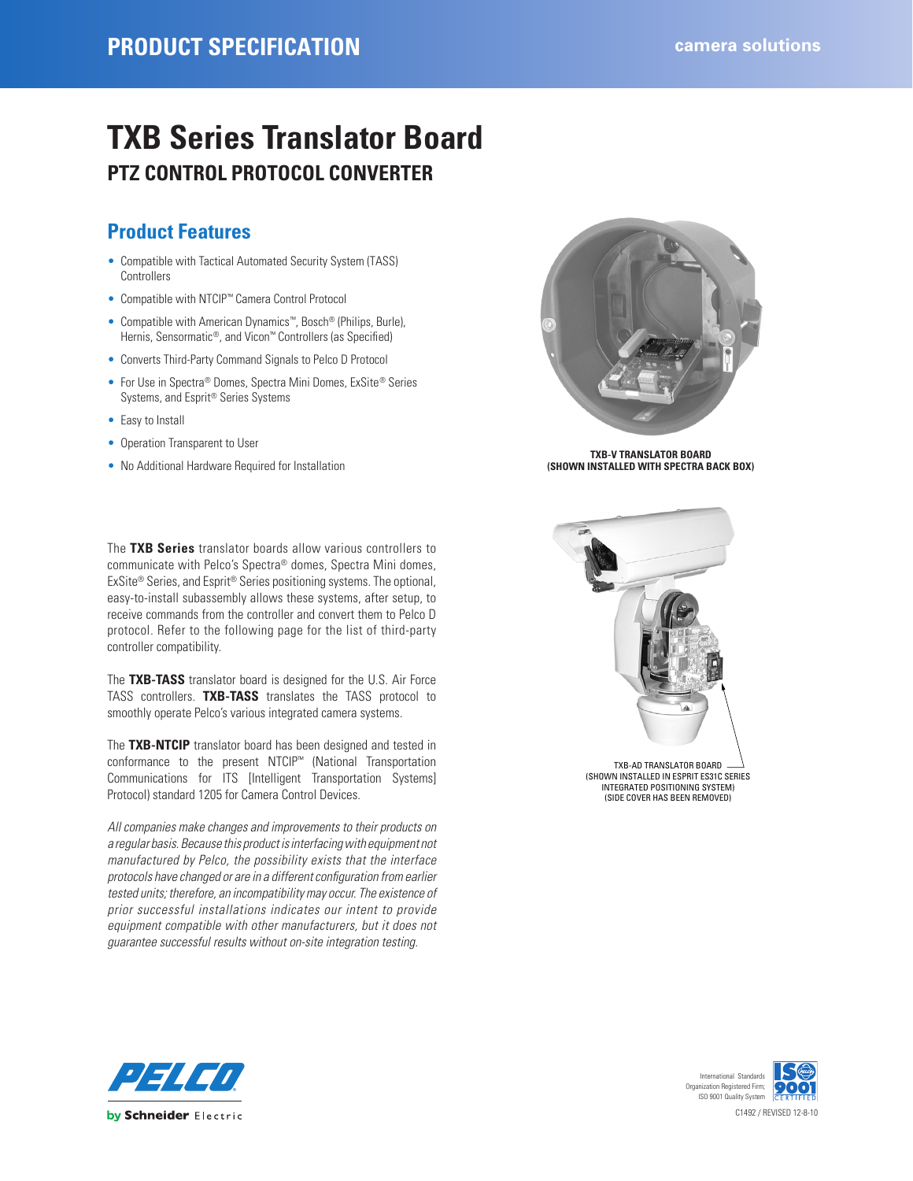# TXB Series Translator Board

## PTZ CONTROL PROTOCOL CONVERTER

### Product Features

- Compatible with Tactical Automated Security System (TASS) Controllers
- Compatible with NTCIP™ Camera Control Protocol
- Compatible with American Dynamics™, Bosch® (Philips, Burle), Hernis, Sensormatic®, and Vicon™ Controllers (as Specified)
- Converts Third-Party Command Signals to Pelco D Protocol
- For Use in Spectra® Domes, Spectra Mini Domes, ExSite® Series Systems, and Esprit® Series Systems
- Easy to Install
- Operation Transparent to User
- No Additional Hardware Required for Installation

**TXB-V TRANSLATOR BOARD (SHOWN INSTALLED WITH SPECTRA BACK BOX)**

The **TXB Series** translator boards allow various controllers to communicate with Pelco's Spectra® domes, Spectra Mini domes, ExSite® Series, and Esprit® Series positioning systems. The optional, easy-to-install subassembly allows these systems, after setup, to receive commands from the controller and convert them to Pelco D protocol. Refer to the following page for the list of third-party controller compatibility.

The **TXB-TASS** translator board is designed for the U.S. Air Force TASS controllers. **TXB-TASS** translates the TASS protocol to smoothly operate Pelco's various integrated camera systems.

The **TXB-NTCIP** translator board has been designed and tested in conformance to the present NTCIP™ (National Transportation Communications for ITS [Intelligent Transportation Systems] Protocol) standard 1205 for Camera Control Devices.

*All companies make changes and improvements to their products on a regular basis. Because this product is interfacing with equipment not manufactured by Pelco, the possibility exists that the interface protocols have changed or are in a different configuration from earlier tested units; therefore, an incompatibility may occur. The existence of prior successful installations indicates our intent to provide equipment compatible with other manufacturers, but it does not guarantee successful results without on-site integration testing.*

TXB-AD TRANSLATOR BOARD (SHOWN INSTALLED IN ESPRIT ES31C SERIES INTEGRATED POSITIONING SYSTEM) (SIDE COVER HAS BEEN REMOVED)

International Standards Organization Registered Firm; ISO 9001 Quality System

C1492 / REVISED 12-8-10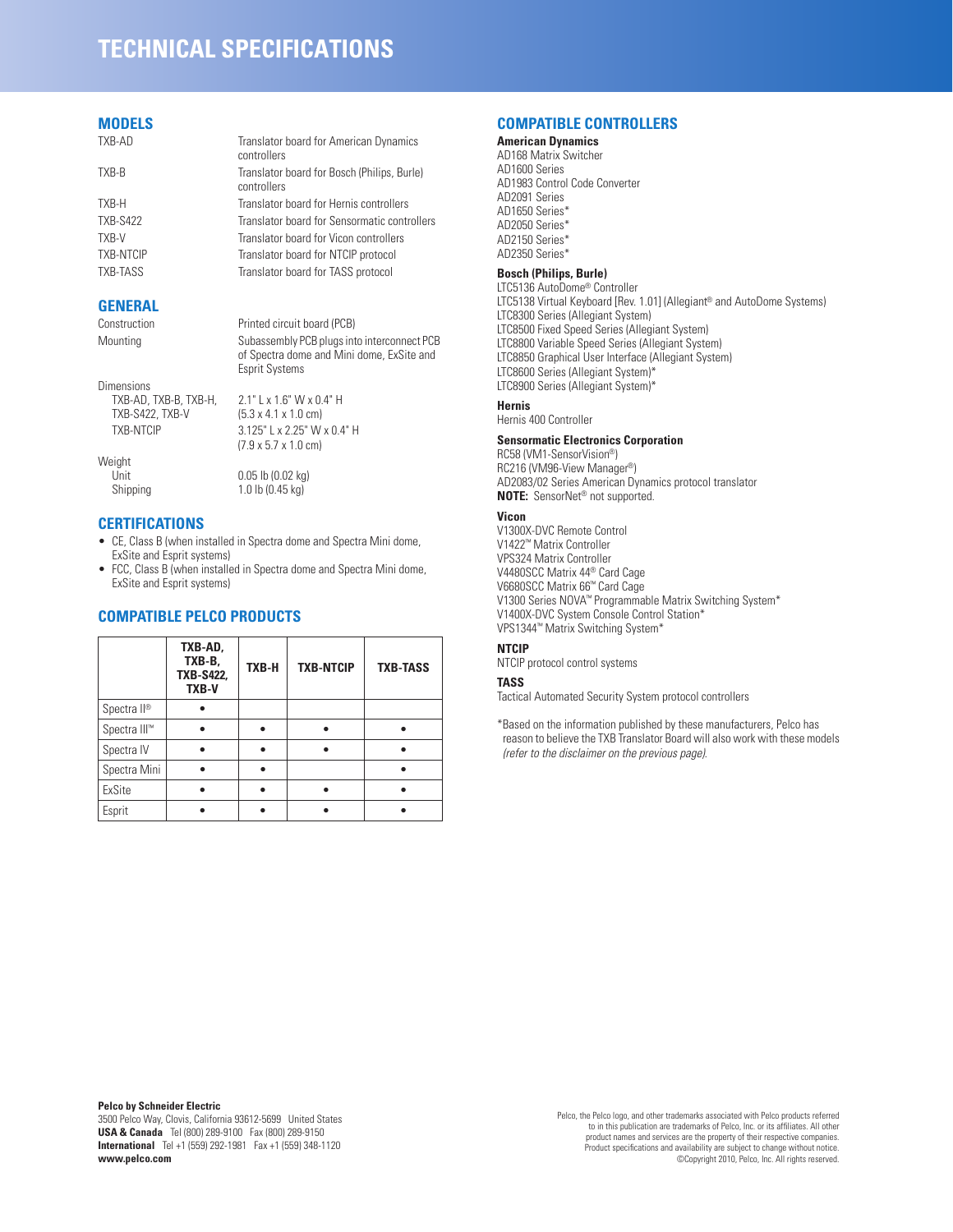# TECHNICAL SPECIFICATIONS

## MODELS

| | |
|---|---|
| TXB-AD | Translator board for American Dynamics controllers |
| TXB-B | Translator board for Bosch (Philips, Burle) controllers |
| TXB-H | Translator board for Hernis controllers |
| TXB-S422 | Translator board for Sensormatic controllers |
| TXB-V | Translator board for Vicon controllers |
| TXB-NTCIP | Translator board for NTCIP protocol |
| TXB-TASS | Translator board for TASS protocol |

## GENERAL

| | |
|---|---|
| Construction | Printed circuit board (PCB) |
| Mounting | Subassembly PCB plugs into interconnect PCB of Spectra dome and Mini dome, ExSite and Esprit Systems |
| Dimensions | |
| TXB-AD, TXB-B, TXB-H, TXB-S422, TXB-V | 2.1" L x 1.6" W x 0.4" H (5.3 x 4.1 x 1.0 cm) |
| TXB-NTCIP | 3.125" L x 2.25" W x 0.4" H (7.9 x 5.7 x 1.0 cm) |
| Weight | |
| Unit | 0.05 lb (0.02 kg) |
| Shipping | 1.0 lb (0.45 kg) |

## CERTIFICATIONS

- CE, Class B (when installed in Spectra dome and Spectra Mini dome, ExSite and Esprit systems)
- FCC, Class B (when installed in Spectra dome and Spectra Mini dome, ExSite and Esprit systems)

## COMPATIBLE PELCO PRODUCTS

| | TXB-AD, TXB-B, TXB-S422, TXB-V | TXB-H | TXB-NTCIP | TXB-TASS |
|---|---|---|---|---|
| Spectra II® | • | | | |
| Spectra III™ | • | • | • | • |
| Spectra IV | • | • | • | • |
| Spectra Mini | • | • | | • |
| ExSite | • | • | • | • |
| Esprit | • | • | • | • |

## COMPATIBLE CONTROLLERS

### American Dynamics
AD168 Matrix Switcher
AD1600 Series
AD1983 Control Code Converter
AD2091 Series
AD1650 Series*
AD2050 Series*
AD2150 Series*
AD2350 Series*

### Bosch (Philips, Burle)
LTC5136 AutoDome® Controller
LTC5138 Virtual Keyboard [Rev. 1.01] (Allegiant® and AutoDome Systems)
LTC8300 Series (Allegiant System)
LTC8500 Fixed Speed Series (Allegiant System)
LTC8800 Variable Speed Series (Allegiant System)
LTC8850 Graphical User Interface (Allegiant System)
LTC8600 Series (Allegiant System)*
LTC8900 Series (Allegiant System)*

### Hernis
Hernis 400 Controller

### Sensormatic Electronics Corporation
RC58 (VM1-SensorVision®)
RC216 (VM96-View Manager®)
AD2083/02 Series American Dynamics protocol translator
**NOTE:** SensorNet® not supported.

### Vicon
V1300X-DVC Remote Control
V1422™ Matrix Controller
VPS324 Matrix Controller
V4480SCC Matrix 44® Card Cage
V6680SCC Matrix 66™ Card Cage
V1300 Series NOVA™ Programmable Matrix Switching System*
V1400X-DVC System Console Control Station*
VPS1344™ Matrix Switching System*

### NTCIP
NTCIP protocol control systems

### TASS
Tactical Automated Security System protocol controllers

*Based on the information published by these manufacturers, Pelco has reason to believe the TXB Translator Board will also work with these models *(refer to the disclaimer on the previous page).*

**Pelco by Schneider Electric**
3500 Pelco Way, Clovis, California 93612-5699 United States
**USA & Canada** Tel (800) 289-9100 Fax (800) 289-9150
**International** Tel +1 (559) 292-1981 Fax +1 (559) 348-1120
**www.pelco.com**

Pelco, the Pelco logo, and other trademarks associated with Pelco products referred to in this publication are trademarks of Pelco, Inc. or its affiliates. All other product names and services are the property of their respective companies. Product specifications and availability are subject to change without notice. ©Copyright 2010, Pelco, Inc. All rights reserved.